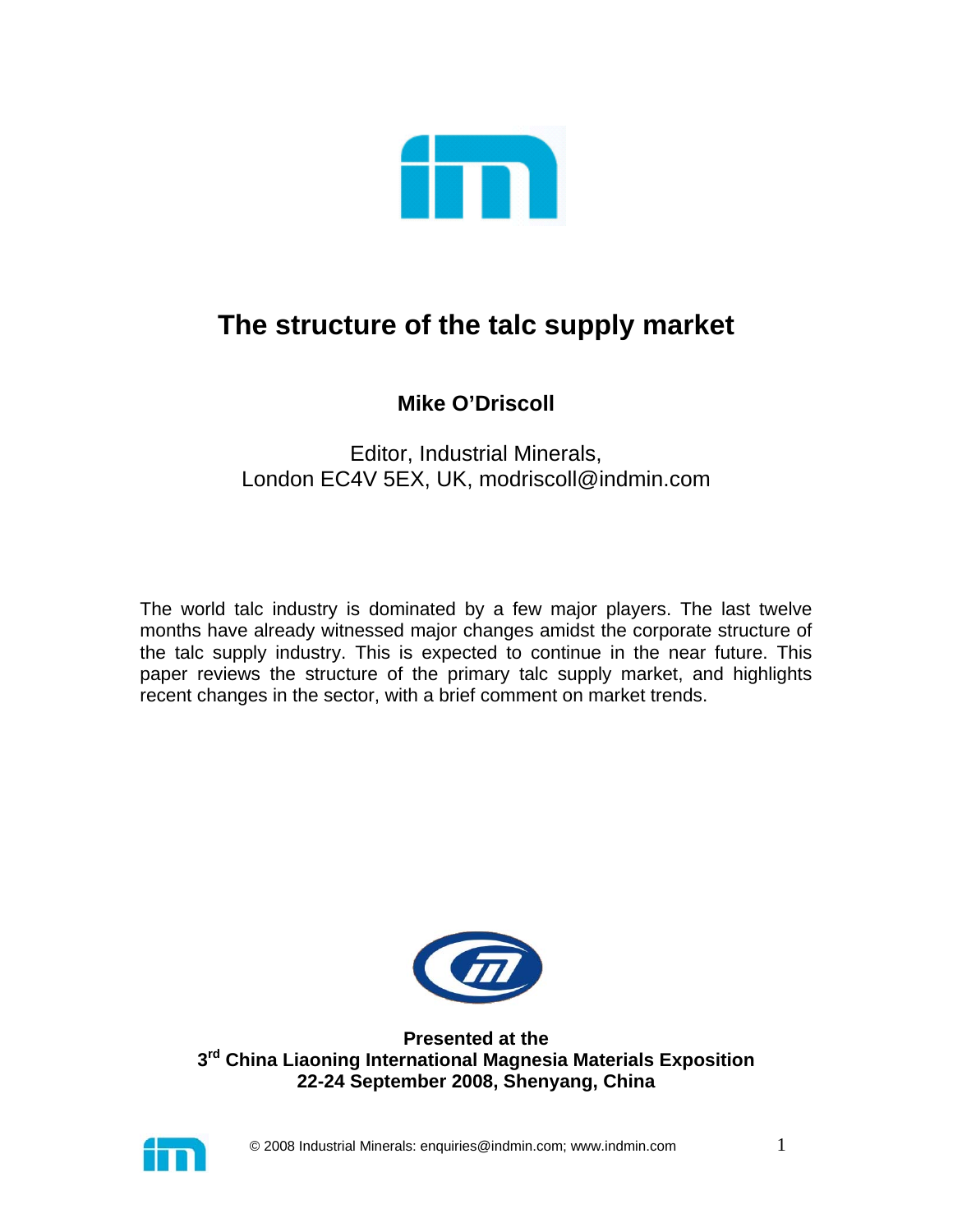# The structure of the talc supply market

**Mike O'Driscoll**

Editor, Industrial Minerals,
London EC4V 5EX, UK, modriscoll@indmin.com

The world talc industry is dominated by a few major players. The last twelve months have already witnessed major changes amidst the corporate structure of the talc supply industry. This is expected to continue in the near future. This paper reviews the structure of the primary talc supply market, and highlights recent changes in the sector, with a brief comment on market trends.

**Presented at the**
**3rd China Liaoning International Magnesia Materials Exposition**
**22-24 September 2008, Shenyang, China**

© 2008 Industrial Minerals: enquiries@indmin.com; www.indmin.com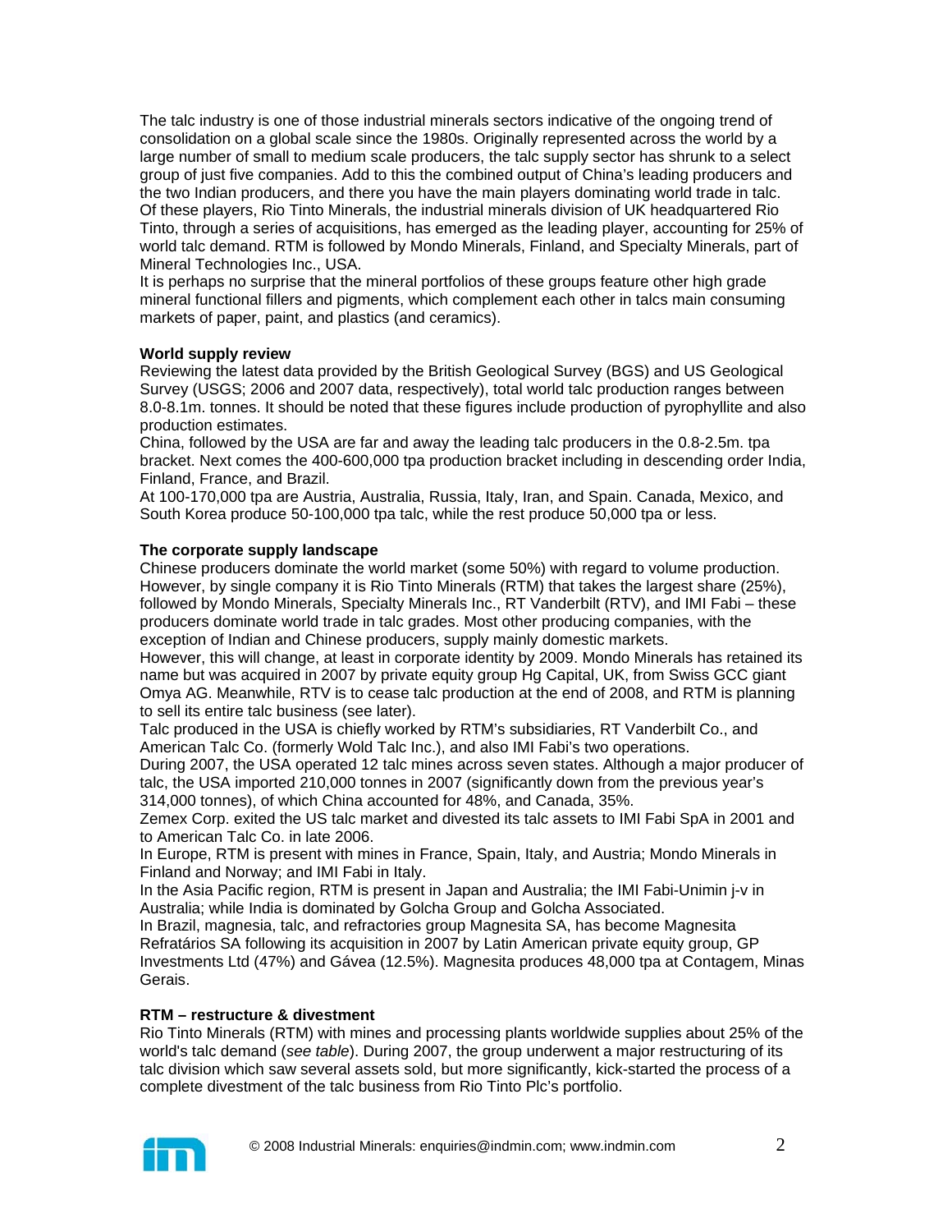The talc industry is one of those industrial minerals sectors indicative of the ongoing trend of consolidation on a global scale since the 1980s. Originally represented across the world by a large number of small to medium scale producers, the talc supply sector has shrunk to a select group of just five companies. Add to this the combined output of China's leading producers and the two Indian producers, and there you have the main players dominating world trade in talc. Of these players, Rio Tinto Minerals, the industrial minerals division of UK headquartered Rio Tinto, through a series of acquisitions, has emerged as the leading player, accounting for 25% of world talc demand. RTM is followed by Mondo Minerals, Finland, and Specialty Minerals, part of Mineral Technologies Inc., USA.

It is perhaps no surprise that the mineral portfolios of these groups feature other high grade mineral functional fillers and pigments, which complement each other in talcs main consuming markets of paper, paint, and plastics (and ceramics).

**World supply review**

Reviewing the latest data provided by the British Geological Survey (BGS) and US Geological Survey (USGS; 2006 and 2007 data, respectively), total world talc production ranges between 8.0-8.1m. tonnes. It should be noted that these figures include production of pyrophyllite and also production estimates.

China, followed by the USA are far and away the leading talc producers in the 0.8-2.5m. tpa bracket. Next comes the 400-600,000 tpa production bracket including in descending order India, Finland, France, and Brazil.

At 100-170,000 tpa are Austria, Australia, Russia, Italy, Iran, and Spain. Canada, Mexico, and South Korea produce 50-100,000 tpa talc, while the rest produce 50,000 tpa or less.

**The corporate supply landscape**

Chinese producers dominate the world market (some 50%) with regard to volume production. However, by single company it is Rio Tinto Minerals (RTM) that takes the largest share (25%), followed by Mondo Minerals, Specialty Minerals Inc., RT Vanderbilt (RTV), and IMI Fabi – these producers dominate world trade in talc grades. Most other producing companies, with the exception of Indian and Chinese producers, supply mainly domestic markets.

However, this will change, at least in corporate identity by 2009. Mondo Minerals has retained its name but was acquired in 2007 by private equity group Hg Capital, UK, from Swiss GCC giant Omya AG. Meanwhile, RTV is to cease talc production at the end of 2008, and RTM is planning to sell its entire talc business (see later).

Talc produced in the USA is chiefly worked by RTM's subsidiaries, RT Vanderbilt Co., and American Talc Co. (formerly Wold Talc Inc.), and also IMI Fabi's two operations.

During 2007, the USA operated 12 talc mines across seven states. Although a major producer of talc, the USA imported 210,000 tonnes in 2007 (significantly down from the previous year's 314,000 tonnes), of which China accounted for 48%, and Canada, 35%.

Zemex Corp. exited the US talc market and divested its talc assets to IMI Fabi SpA in 2001 and to American Talc Co. in late 2006.

In Europe, RTM is present with mines in France, Spain, Italy, and Austria; Mondo Minerals in Finland and Norway; and IMI Fabi in Italy.

In the Asia Pacific region, RTM is present in Japan and Australia; the IMI Fabi-Unimin j-v in Australia; while India is dominated by Golcha Group and Golcha Associated.

In Brazil, magnesia, talc, and refractories group Magnesita SA, has become Magnesita Refratários SA following its acquisition in 2007 by Latin American private equity group, GP Investments Ltd (47%) and Gávea (12.5%). Magnesita produces 48,000 tpa at Contagem, Minas Gerais.

**RTM – restructure & divestment**

Rio Tinto Minerals (RTM) with mines and processing plants worldwide supplies about 25% of the world's talc demand (*see table*). During 2007, the group underwent a major restructuring of its talc division which saw several assets sold, but more significantly, kick-started the process of a complete divestment of the talc business from Rio Tinto Plc's portfolio.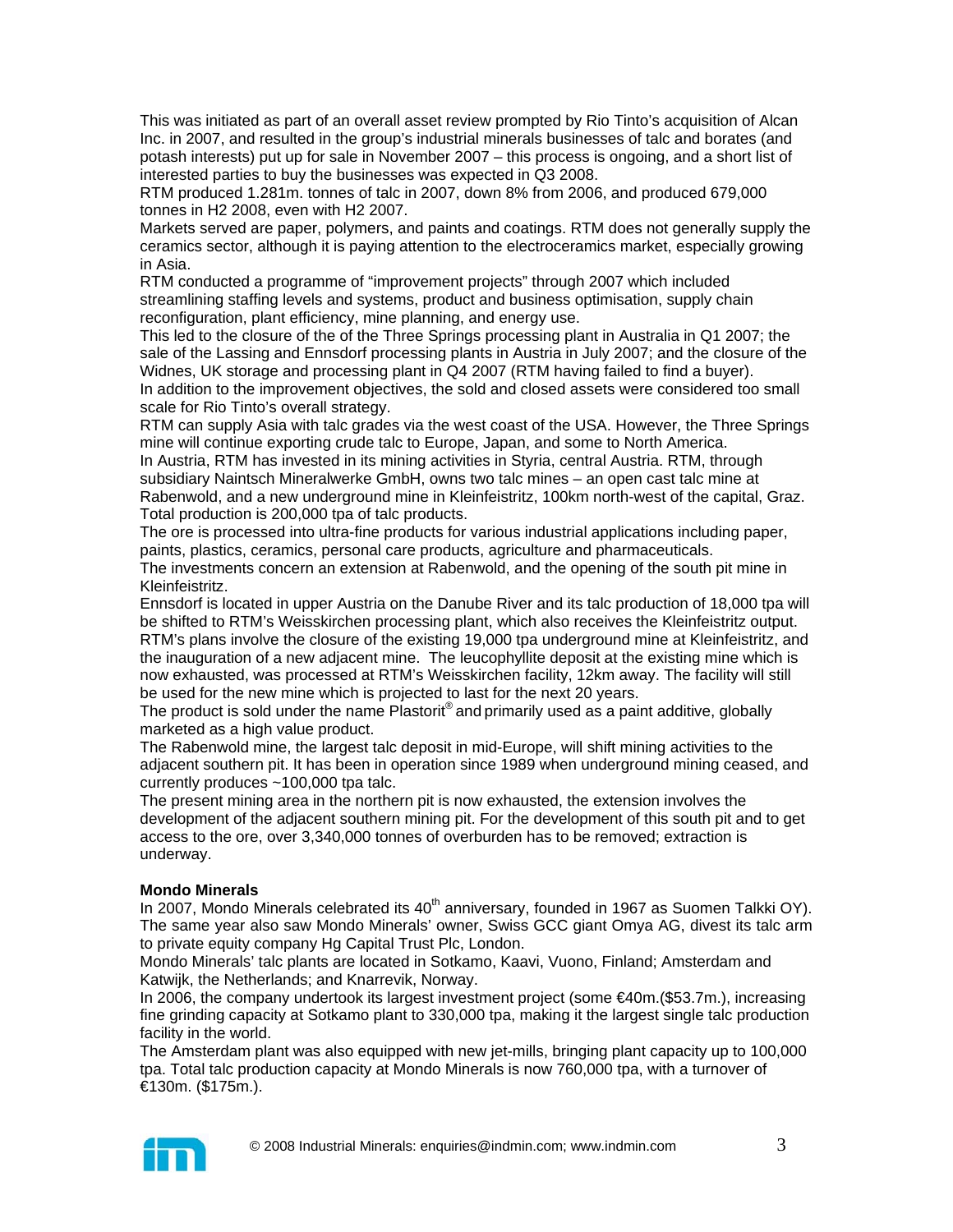This was initiated as part of an overall asset review prompted by Rio Tinto's acquisition of Alcan Inc. in 2007, and resulted in the group's industrial minerals businesses of talc and borates (and potash interests) put up for sale in November 2007 – this process is ongoing, and a short list of interested parties to buy the businesses was expected in Q3 2008.

RTM produced 1.281m. tonnes of talc in 2007, down 8% from 2006, and produced 679,000 tonnes in H2 2008, even with H2 2007.

Markets served are paper, polymers, and paints and coatings. RTM does not generally supply the ceramics sector, although it is paying attention to the electroceramics market, especially growing in Asia.

RTM conducted a programme of "improvement projects" through 2007 which included streamlining staffing levels and systems, product and business optimisation, supply chain reconfiguration, plant efficiency, mine planning, and energy use.

This led to the closure of the of the Three Springs processing plant in Australia in Q1 2007; the sale of the Lassing and Ennsdorf processing plants in Austria in July 2007; and the closure of the Widnes, UK storage and processing plant in Q4 2007 (RTM having failed to find a buyer).

In addition to the improvement objectives, the sold and closed assets were considered too small scale for Rio Tinto's overall strategy.

RTM can supply Asia with talc grades via the west coast of the USA. However, the Three Springs mine will continue exporting crude talc to Europe, Japan, and some to North America.

In Austria, RTM has invested in its mining activities in Styria, central Austria. RTM, through subsidiary Naintsch Mineralwerke GmbH, owns two talc mines – an open cast talc mine at Rabenwold, and a new underground mine in Kleinfeistritz, 100km north-west of the capital, Graz. Total production is 200,000 tpa of talc products.

The ore is processed into ultra-fine products for various industrial applications including paper, paints, plastics, ceramics, personal care products, agriculture and pharmaceuticals.

The investments concern an extension at Rabenwold, and the opening of the south pit mine in Kleinfeistritz.

Ennsdorf is located in upper Austria on the Danube River and its talc production of 18,000 tpa will be shifted to RTM's Weisskirchen processing plant, which also receives the Kleinfeistritz output.

RTM's plans involve the closure of the existing 19,000 tpa underground mine at Kleinfeistritz, and the inauguration of a new adjacent mine. The leucophyllite deposit at the existing mine which is now exhausted, was processed at RTM's Weisskirchen facility, 12km away. The facility will still be used for the new mine which is projected to last for the next 20 years.

The product is sold under the name Plastorit® and primarily used as a paint additive, globally marketed as a high value product.

The Rabenwold mine, the largest talc deposit in mid-Europe, will shift mining activities to the adjacent southern pit. It has been in operation since 1989 when underground mining ceased, and currently produces ~100,000 tpa talc.

The present mining area in the northern pit is now exhausted, the extension involves the development of the adjacent southern mining pit. For the development of this south pit and to get access to the ore, over 3,340,000 tonnes of overburden has to be removed; extraction is underway.

**Mondo Minerals**

In 2007, Mondo Minerals celebrated its 40th anniversary, founded in 1967 as Suomen Talkki OY). The same year also saw Mondo Minerals' owner, Swiss GCC giant Omya AG, divest its talc arm to private equity company Hg Capital Trust Plc, London.

Mondo Minerals' talc plants are located in Sotkamo, Kaavi, Vuono, Finland; Amsterdam and Katwijk, the Netherlands; and Knarrevik, Norway.

In 2006, the company undertook its largest investment project (some €40m.($53.7m.), increasing fine grinding capacity at Sotkamo plant to 330,000 tpa, making it the largest single talc production facility in the world.

The Amsterdam plant was also equipped with new jet-mills, bringing plant capacity up to 100,000 tpa. Total talc production capacity at Mondo Minerals is now 760,000 tpa, with a turnover of €130m. ($175m.).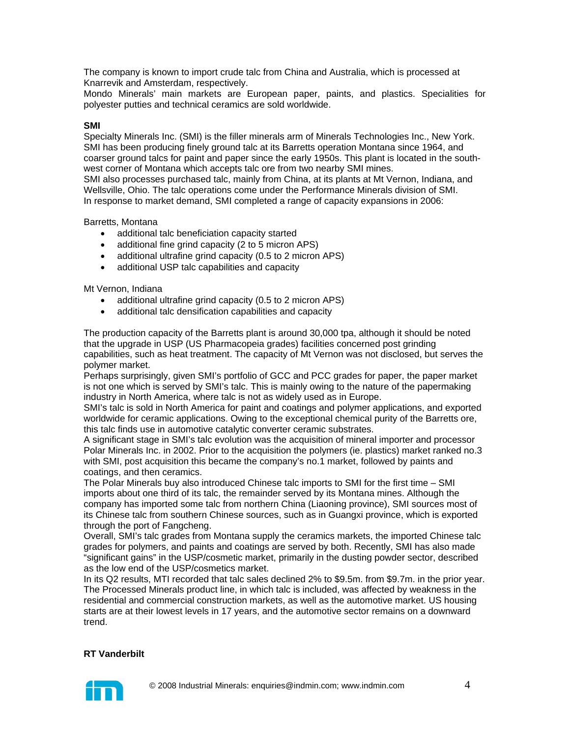The company is known to import crude talc from China and Australia, which is processed at Knarrevik and Amsterdam, respectively.
Mondo Minerals' main markets are European paper, paints, and plastics. Specialities for polyester putties and technical ceramics are sold worldwide.

**SMI**

Specialty Minerals Inc. (SMI) is the filler minerals arm of Minerals Technologies Inc., New York. SMI has been producing finely ground talc at its Barretts operation Montana since 1964, and coarser ground talcs for paint and paper since the early 1950s. This plant is located in the south-west corner of Montana which accepts talc ore from two nearby SMI mines.
SMI also processes purchased talc, mainly from China, at its plants at Mt Vernon, Indiana, and Wellsville, Ohio. The talc operations come under the Performance Minerals division of SMI.
In response to market demand, SMI completed a range of capacity expansions in 2006:

Barretts, Montana

- additional talc beneficiation capacity started
- additional fine grind capacity (2 to 5 micron APS)
- additional ultrafine grind capacity (0.5 to 2 micron APS)
- additional USP talc capabilities and capacity

Mt Vernon, Indiana

- additional ultrafine grind capacity (0.5 to 2 micron APS)
- additional talc densification capabilities and capacity

The production capacity of the Barretts plant is around 30,000 tpa, although it should be noted that the upgrade in USP (US Pharmacopeia grades) facilities concerned post grinding capabilities, such as heat treatment. The capacity of Mt Vernon was not disclosed, but serves the polymer market.
Perhaps surprisingly, given SMI's portfolio of GCC and PCC grades for paper, the paper market is not one which is served by SMI's talc. This is mainly owing to the nature of the papermaking industry in North America, where talc is not as widely used as in Europe.
SMI's talc is sold in North America for paint and coatings and polymer applications, and exported worldwide for ceramic applications. Owing to the exceptional chemical purity of the Barretts ore, this talc finds use in automotive catalytic converter ceramic substrates.
A significant stage in SMI's talc evolution was the acquisition of mineral importer and processor Polar Minerals Inc. in 2002. Prior to the acquisition the polymers (ie. plastics) market ranked no.3 with SMI, post acquisition this became the company's no.1 market, followed by paints and coatings, and then ceramics.
The Polar Minerals buy also introduced Chinese talc imports to SMI for the first time – SMI imports about one third of its talc, the remainder served by its Montana mines. Although the company has imported some talc from northern China (Liaoning province), SMI sources most of its Chinese talc from southern Chinese sources, such as in Guangxi province, which is exported through the port of Fangcheng.
Overall, SMI's talc grades from Montana supply the ceramics markets, the imported Chinese talc grades for polymers, and paints and coatings are served by both. Recently, SMI has also made "significant gains" in the USP/cosmetic market, primarily in the dusting powder sector, described as the low end of the USP/cosmetics market.
In its Q2 results, MTI recorded that talc sales declined 2% to $9.5m. from $9.7m. in the prior year. The Processed Minerals product line, in which talc is included, was affected by weakness in the residential and commercial construction markets, as well as the automotive market. US housing starts are at their lowest levels in 17 years, and the automotive sector remains on a downward trend.

**RT Vanderbilt**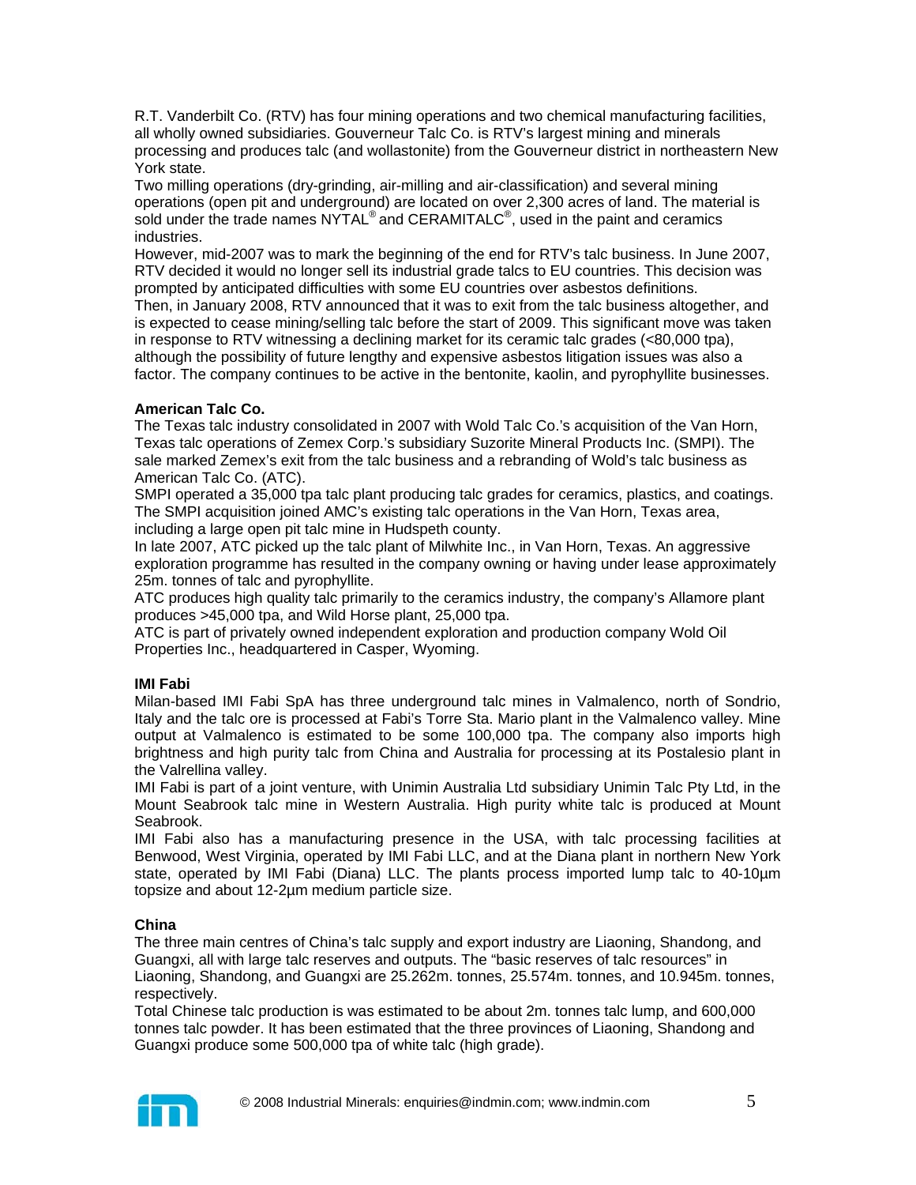R.T. Vanderbilt Co. (RTV) has four mining operations and two chemical manufacturing facilities, all wholly owned subsidiaries. Gouverneur Talc Co. is RTV's largest mining and minerals processing and produces talc (and wollastonite) from the Gouverneur district in northeastern New York state.

Two milling operations (dry-grinding, air-milling and air-classification) and several mining operations (open pit and underground) are located on over 2,300 acres of land. The material is sold under the trade names NYTAL® and CERAMITALC®, used in the paint and ceramics industries.

However, mid-2007 was to mark the beginning of the end for RTV's talc business. In June 2007, RTV decided it would no longer sell its industrial grade talcs to EU countries. This decision was prompted by anticipated difficulties with some EU countries over asbestos definitions.

Then, in January 2008, RTV announced that it was to exit from the talc business altogether, and is expected to cease mining/selling talc before the start of 2009. This significant move was taken in response to RTV witnessing a declining market for its ceramic talc grades (<80,000 tpa), although the possibility of future lengthy and expensive asbestos litigation issues was also a factor. The company continues to be active in the bentonite, kaolin, and pyrophyllite businesses.

**American Talc Co.**

The Texas talc industry consolidated in 2007 with Wold Talc Co.'s acquisition of the Van Horn, Texas talc operations of Zemex Corp.'s subsidiary Suzorite Mineral Products Inc. (SMPI). The sale marked Zemex's exit from the talc business and a rebranding of Wold's talc business as American Talc Co. (ATC).

SMPI operated a 35,000 tpa talc plant producing talc grades for ceramics, plastics, and coatings. The SMPI acquisition joined AMC's existing talc operations in the Van Horn, Texas area, including a large open pit talc mine in Hudspeth county.

In late 2007, ATC picked up the talc plant of Milwhite Inc., in Van Horn, Texas. An aggressive exploration programme has resulted in the company owning or having under lease approximately 25m. tonnes of talc and pyrophyllite.

ATC produces high quality talc primarily to the ceramics industry, the company's Allamore plant produces >45,000 tpa, and Wild Horse plant, 25,000 tpa.

ATC is part of privately owned independent exploration and production company Wold Oil Properties Inc., headquartered in Casper, Wyoming.

**IMI Fabi**

Milan-based IMI Fabi SpA has three underground talc mines in Valmalenco, north of Sondrio, Italy and the talc ore is processed at Fabi's Torre Sta. Mario plant in the Valmalenco valley. Mine output at Valmalenco is estimated to be some 100,000 tpa. The company also imports high brightness and high purity talc from China and Australia for processing at its Postalesio plant in the Valrellina valley.

IMI Fabi is part of a joint venture, with Unimin Australia Ltd subsidiary Unimin Talc Pty Ltd, in the Mount Seabrook talc mine in Western Australia. High purity white talc is produced at Mount Seabrook.

IMI Fabi also has a manufacturing presence in the USA, with talc processing facilities at Benwood, West Virginia, operated by IMI Fabi LLC, and at the Diana plant in northern New York state, operated by IMI Fabi (Diana) LLC. The plants process imported lump talc to 40-10µm topsize and about 12-2µm medium particle size.

**China**

The three main centres of China's talc supply and export industry are Liaoning, Shandong, and Guangxi, all with large talc reserves and outputs. The "basic reserves of talc resources" in Liaoning, Shandong, and Guangxi are 25.262m. tonnes, 25.574m. tonnes, and 10.945m. tonnes, respectively.

Total Chinese talc production is was estimated to be about 2m. tonnes talc lump, and 600,000 tonnes talc powder. It has been estimated that the three provinces of Liaoning, Shandong and Guangxi produce some 500,000 tpa of white talc (high grade).

© 2008 Industrial Minerals: enquiries@indmin.com; www.indmin.com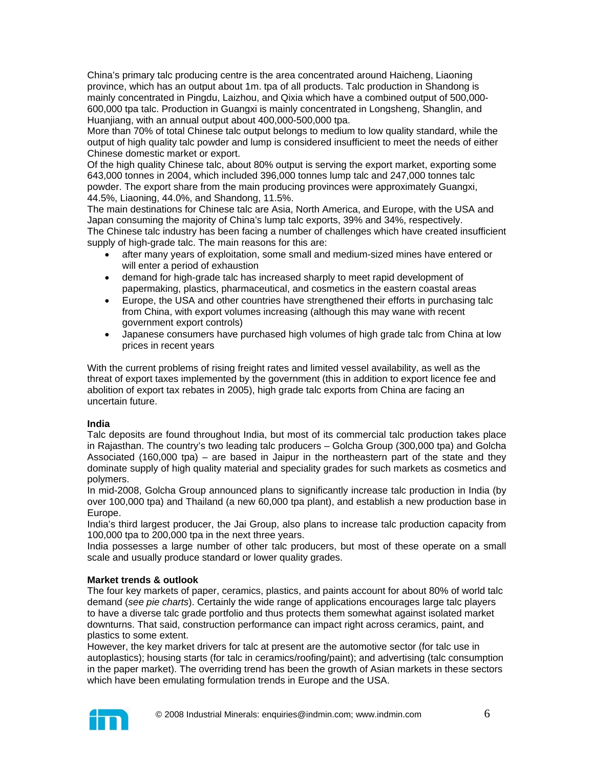China's primary talc producing centre is the area concentrated around Haicheng, Liaoning province, which has an output about 1m. tpa of all products. Talc production in Shandong is mainly concentrated in Pingdu, Laizhou, and Qixia which have a combined output of 500,000-600,000 tpa talc. Production in Guangxi is mainly concentrated in Longsheng, Shanglin, and Huanjiang, with an annual output about 400,000-500,000 tpa.

More than 70% of total Chinese talc output belongs to medium to low quality standard, while the output of high quality talc powder and lump is considered insufficient to meet the needs of either Chinese domestic market or export.

Of the high quality Chinese talc, about 80% output is serving the export market, exporting some 643,000 tonnes in 2004, which included 396,000 tonnes lump talc and 247,000 tonnes talc powder. The export share from the main producing provinces were approximately Guangxi, 44.5%, Liaoning, 44.0%, and Shandong, 11.5%.

The main destinations for Chinese talc are Asia, North America, and Europe, with the USA and Japan consuming the majority of China's lump talc exports, 39% and 34%, respectively.

The Chinese talc industry has been facing a number of challenges which have created insufficient supply of high-grade talc. The main reasons for this are:

- after many years of exploitation, some small and medium-sized mines have entered or will enter a period of exhaustion
- demand for high-grade talc has increased sharply to meet rapid development of papermaking, plastics, pharmaceutical, and cosmetics in the eastern coastal areas
- Europe, the USA and other countries have strengthened their efforts in purchasing talc from China, with export volumes increasing (although this may wane with recent government export controls)
- Japanese consumers have purchased high volumes of high grade talc from China at low prices in recent years

With the current problems of rising freight rates and limited vessel availability, as well as the threat of export taxes implemented by the government (this in addition to export licence fee and abolition of export tax rebates in 2005), high grade talc exports from China are facing an uncertain future.

**India**

Talc deposits are found throughout India, but most of its commercial talc production takes place in Rajasthan. The country's two leading talc producers – Golcha Group (300,000 tpa) and Golcha Associated (160,000 tpa) – are based in Jaipur in the northeastern part of the state and they dominate supply of high quality material and speciality grades for such markets as cosmetics and polymers.

In mid-2008, Golcha Group announced plans to significantly increase talc production in India (by over 100,000 tpa) and Thailand (a new 60,000 tpa plant), and establish a new production base in Europe.

India's third largest producer, the Jai Group, also plans to increase talc production capacity from 100,000 tpa to 200,000 tpa in the next three years.

India possesses a large number of other talc producers, but most of these operate on a small scale and usually produce standard or lower quality grades.

**Market trends & outlook**

The four key markets of paper, ceramics, plastics, and paints account for about 80% of world talc demand (*see pie charts*). Certainly the wide range of applications encourages large talc players to have a diverse talc grade portfolio and thus protects them somewhat against isolated market downturns. That said, construction performance can impact right across ceramics, paint, and plastics to some extent.

However, the key market drivers for talc at present are the automotive sector (for talc use in autoplastics); housing starts (for talc in ceramics/roofing/paint); and advertising (talc consumption in the paper market). The overriding trend has been the growth of Asian markets in these sectors which have been emulating formulation trends in Europe and the USA.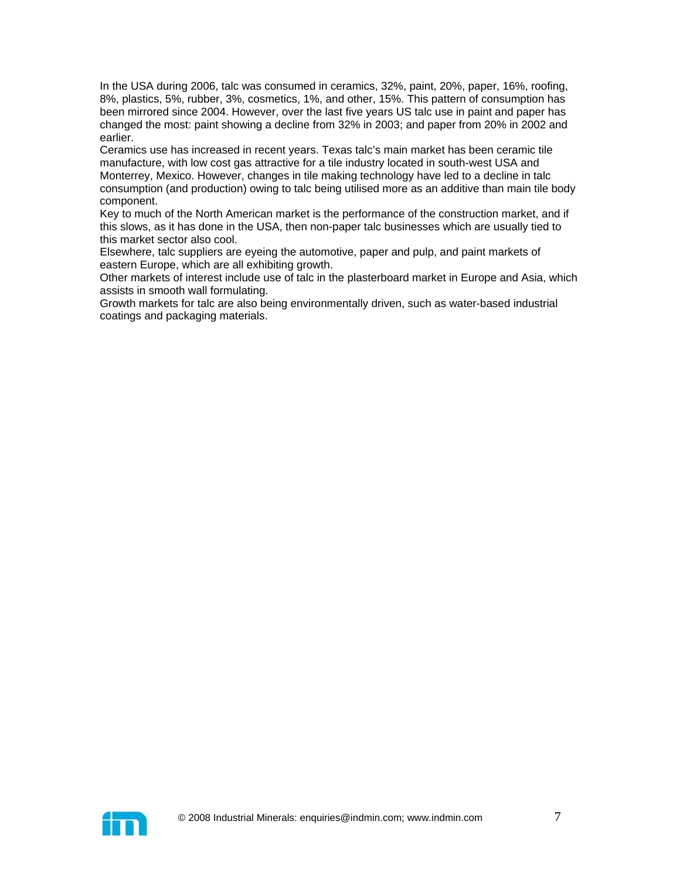In the USA during 2006, talc was consumed in ceramics, 32%, paint, 20%, paper, 16%, roofing, 8%, plastics, 5%, rubber, 3%, cosmetics, 1%, and other, 15%. This pattern of consumption has been mirrored since 2004. However, over the last five years US talc use in paint and paper has changed the most: paint showing a decline from 32% in 2003; and paper from 20% in 2002 and earlier.

Ceramics use has increased in recent years. Texas talc's main market has been ceramic tile manufacture, with low cost gas attractive for a tile industry located in south-west USA and Monterrey, Mexico. However, changes in tile making technology have led to a decline in talc consumption (and production) owing to talc being utilised more as an additive than main tile body component.

Key to much of the North American market is the performance of the construction market, and if this slows, as it has done in the USA, then non-paper talc businesses which are usually tied to this market sector also cool.

Elsewhere, talc suppliers are eyeing the automotive, paper and pulp, and paint markets of eastern Europe, which are all exhibiting growth.

Other markets of interest include use of talc in the plasterboard market in Europe and Asia, which assists in smooth wall formulating.

Growth markets for talc are also being environmentally driven, such as water-based industrial coatings and packaging materials.